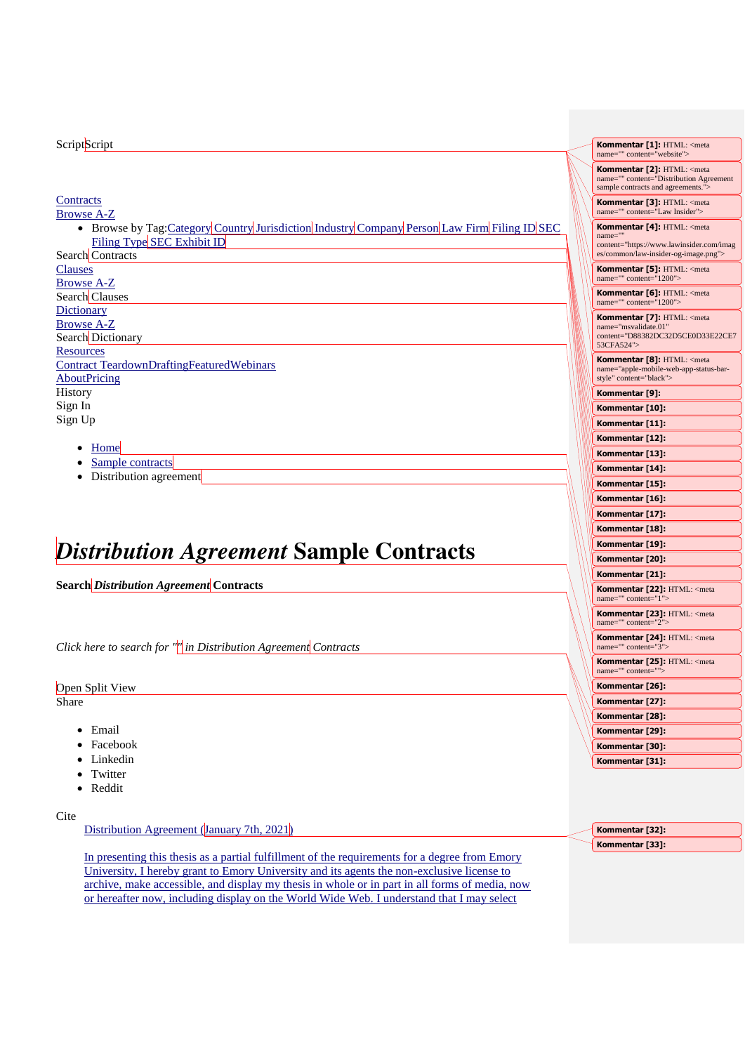ScriptScript

[Contracts](#)
[Browse A-Z](#)

- Browse by Tag:[Category](#) [Country](#) [Jurisdiction](#) [Industry](#) [Company](#) [Person](#) [Law Firm](#) [Filing ID](#) [SEC Filing Type](#) [SEC Exhibit ID](#)

Search Contracts
[Clauses](#)
[Browse A-Z](#)
Search Clauses
[Dictionary](#)
[Browse A-Z](#)
Search Dictionary
[Resources](#)
[Contract TeardownDraftingFeaturedWebinars](#)
[AboutPricing](#)
History
Sign In
Sign Up

- [Home](#)
- [Sample contracts](#)
- Distribution agreement

# *Distribution Agreement* Sample Contracts

**Search *Distribution Agreement* Contracts**

*Click here to search for "" in Distribution Agreement Contracts*

Open Split View
Share

- Email
- Facebook
- Linkedin
- Twitter
- Reddit

Cite

[Distribution Agreement (January 7th, 2021)](#)

[In presenting this thesis as a partial fulfillment of the requirements for a degree from Emory University, I hereby grant to Emory University and its agents the non-exclusive license to archive, make accessible, and display my thesis in whole or in part in all forms of media, now or hereafter now, including display on the World Wide Web. I understand that I may select](#)

Kommentar [1]: HTML: <meta name="" content="website">
Kommentar [2]: HTML: <meta name="" content="Distribution Agreement sample contracts and agreements.">
Kommentar [3]: HTML: <meta name="" content="Law Insider">
Kommentar [4]: HTML: <meta name="" content="https://www.lawinsider.com/images/common/law-insider-og-image.png">
Kommentar [5]: HTML: <meta name="" content="1200">
Kommentar [6]: HTML: <meta name="" content="1200">
Kommentar [7]: HTML: <meta name="msvalidate.01" content="D88382DC32D5CE0D33E22CE753CFA524">
Kommentar [8]: HTML: <meta name="apple-mobile-web-app-status-bar-style" content="black">
Kommentar [9]:
Kommentar [10]:
Kommentar [11]:
Kommentar [12]:
Kommentar [13]:
Kommentar [14]:
Kommentar [15]:
Kommentar [16]:
Kommentar [17]:
Kommentar [18]:
Kommentar [19]:
Kommentar [20]:
Kommentar [21]:
Kommentar [22]: HTML: <meta name="" content="1">
Kommentar [23]: HTML: <meta name="" content="2">
Kommentar [24]: HTML: <meta name="" content="3">
Kommentar [25]: HTML: <meta name="" content="">
Kommentar [26]:
Kommentar [27]:
Kommentar [28]:
Kommentar [29]:
Kommentar [30]:
Kommentar [31]:
Kommentar [32]:
Kommentar [33]: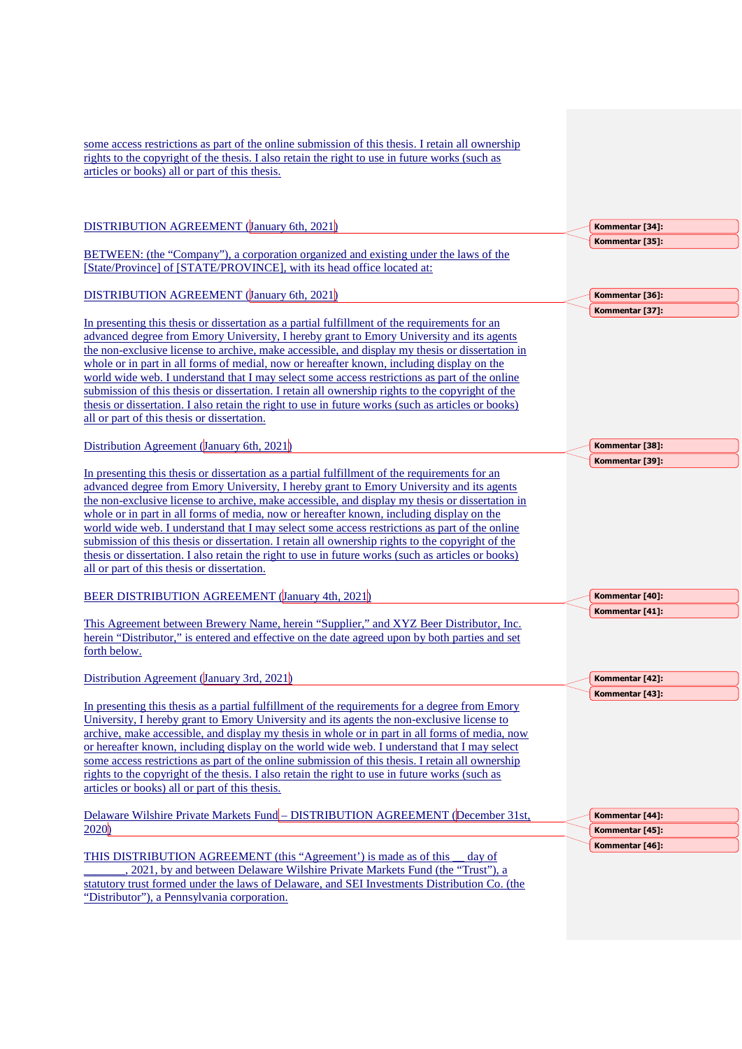some access restrictions as part of the online submission of this thesis. I retain all ownership rights to the copyright of the thesis. I also retain the right to use in future works (such as articles or books) all or part of this thesis.

DISTRIBUTION AGREEMENT (January 6th, 2021)

BETWEEN: (the "Company"), a corporation organized and existing under the laws of the [State/Province] of [STATE/PROVINCE], with its head office located at:

DISTRIBUTION AGREEMENT (January 6th, 2021)

In presenting this thesis or dissertation as a partial fulfillment of the requirements for an advanced degree from Emory University, I hereby grant to Emory University and its agents the non-exclusive license to archive, make accessible, and display my thesis or dissertation in whole or in part in all forms of medial, now or hereafter known, including display on the world wide web. I understand that I may select some access restrictions as part of the online submission of this thesis or dissertation. I retain all ownership rights to the copyright of the thesis or dissertation. I also retain the right to use in future works (such as articles or books) all or part of this thesis or dissertation.

Distribution Agreement (January 6th, 2021)

In presenting this thesis or dissertation as a partial fulfillment of the requirements for an advanced degree from Emory University, I hereby grant to Emory University and its agents the non-exclusive license to archive, make accessible, and display my thesis or dissertation in whole or in part in all forms of media, now or hereafter known, including display on the world wide web. I understand that I may select some access restrictions as part of the online submission of this thesis or dissertation. I retain all ownership rights to the copyright of the thesis or dissertation. I also retain the right to use in future works (such as articles or books) all or part of this thesis or dissertation.

BEER DISTRIBUTION AGREEMENT (January 4th, 2021)

This Agreement between Brewery Name, herein "Supplier," and XYZ Beer Distributor, Inc. herein "Distributor," is entered and effective on the date agreed upon by both parties and set forth below.

Distribution Agreement (January 3rd, 2021)

In presenting this thesis as a partial fulfillment of the requirements for a degree from Emory University, I hereby grant to Emory University and its agents the non-exclusive license to archive, make accessible, and display my thesis in whole or in part in all forms of media, now or hereafter known, including display on the world wide web. I understand that I may select some access restrictions as part of the online submission of this thesis. I retain all ownership rights to the copyright of the thesis. I also retain the right to use in future works (such as articles or books) all or part of this thesis.

Delaware Wilshire Private Markets Fund – DISTRIBUTION AGREEMENT (December 31st, 2020)

THIS DISTRIBUTION AGREEMENT (this "Agreement') is made as of this __ day of _______, 2021, by and between Delaware Wilshire Private Markets Fund (the "Trust"), a statutory trust formed under the laws of Delaware, and SEI Investments Distribution Co. (the "Distributor"), a Pennsylvania corporation.

Kommentar [34]:

Kommentar [35]:

Kommentar [36]:

Kommentar [37]:

Kommentar [38]:

Kommentar [39]:

Kommentar [40]:

Kommentar [41]:

Kommentar [42]:

Kommentar [43]:

Kommentar [44]:

Kommentar [45]:

Kommentar [46]: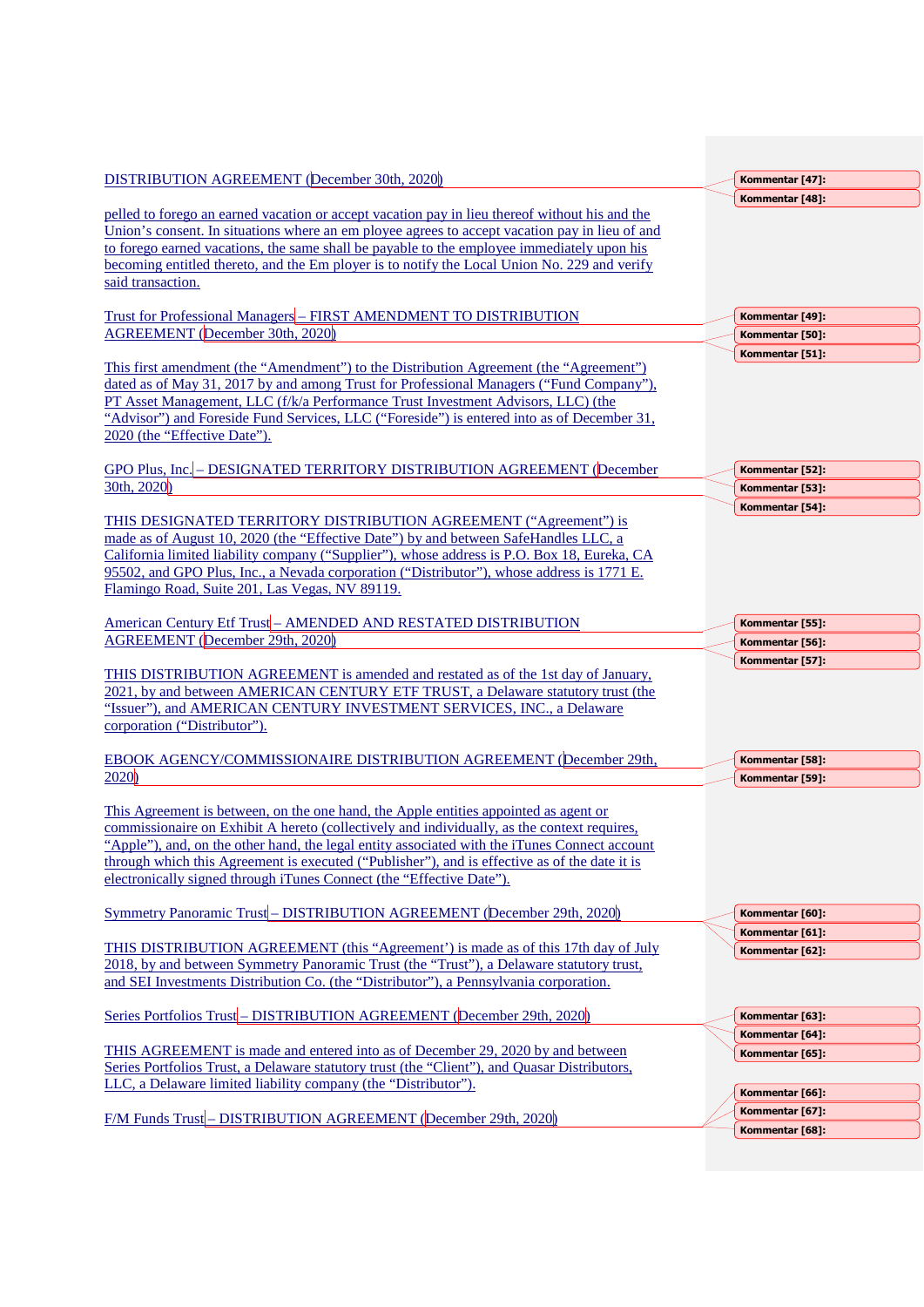DISTRIBUTION AGREEMENT (December 30th, 2020)

pelled to forego an earned vacation or accept vacation pay in lieu thereof without his and the Union's consent. In situations where an em ployee agrees to accept vacation pay in lieu of and to forego earned vacations, the same shall be payable to the employee immediately upon his becoming entitled thereto, and the Em ployer is to notify the Local Union No. 229 and verify said transaction.

Trust for Professional Managers – FIRST AMENDMENT TO DISTRIBUTION AGREEMENT (December 30th, 2020)

This first amendment (the "Amendment") to the Distribution Agreement (the "Agreement") dated as of May 31, 2017 by and among Trust for Professional Managers ("Fund Company"), PT Asset Management, LLC (f/k/a Performance Trust Investment Advisors, LLC) (the "Advisor") and Foreside Fund Services, LLC ("Foreside") is entered into as of December 31, 2020 (the "Effective Date").

GPO Plus, Inc. – DESIGNATED TERRITORY DISTRIBUTION AGREEMENT (December 30th, 2020)

THIS DESIGNATED TERRITORY DISTRIBUTION AGREEMENT ("Agreement") is made as of August 10, 2020 (the "Effective Date") by and between SafeHandles LLC, a California limited liability company ("Supplier"), whose address is P.O. Box 18, Eureka, CA 95502, and GPO Plus, Inc., a Nevada corporation ("Distributor"), whose address is 1771 E. Flamingo Road, Suite 201, Las Vegas, NV 89119.

American Century Etf Trust – AMENDED AND RESTATED DISTRIBUTION AGREEMENT (December 29th, 2020)

THIS DISTRIBUTION AGREEMENT is amended and restated as of the 1st day of January, 2021, by and between AMERICAN CENTURY ETF TRUST, a Delaware statutory trust (the "Issuer"), and AMERICAN CENTURY INVESTMENT SERVICES, INC., a Delaware corporation ("Distributor").

EBOOK AGENCY/COMMISSIONAIRE DISTRIBUTION AGREEMENT (December 29th, 2020)

This Agreement is between, on the one hand, the Apple entities appointed as agent or commissionaire on Exhibit A hereto (collectively and individually, as the context requires, "Apple"), and, on the other hand, the legal entity associated with the iTunes Connect account through which this Agreement is executed ("Publisher"), and is effective as of the date it is electronically signed through iTunes Connect (the "Effective Date").

Symmetry Panoramic Trust – DISTRIBUTION AGREEMENT (December 29th, 2020)

THIS DISTRIBUTION AGREEMENT (this "Agreement') is made as of this 17th day of July 2018, by and between Symmetry Panoramic Trust (the "Trust"), a Delaware statutory trust, and SEI Investments Distribution Co. (the "Distributor"), a Pennsylvania corporation.

Series Portfolios Trust – DISTRIBUTION AGREEMENT (December 29th, 2020)

THIS AGREEMENT is made and entered into as of December 29, 2020 by and between Series Portfolios Trust, a Delaware statutory trust (the "Client"), and Quasar Distributors, LLC, a Delaware limited liability company (the "Distributor").

F/M Funds Trust – DISTRIBUTION AGREEMENT (December 29th, 2020)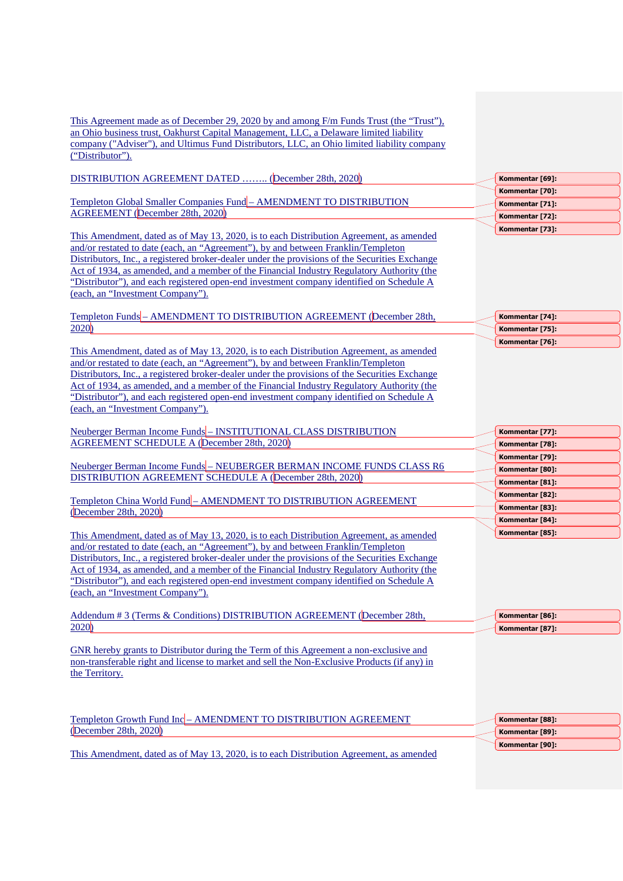This Agreement made as of December 29, 2020 by and among F/m Funds Trust (the "Trust"), an Ohio business trust, Oakhurst Capital Management, LLC, a Delaware limited liability company ("Adviser"), and Ultimus Fund Distributors, LLC, an Ohio limited liability company ("Distributor").

DISTRIBUTION AGREEMENT DATED …….. (December 28th, 2020)

Templeton Global Smaller Companies Fund – AMENDMENT TO DISTRIBUTION AGREEMENT (December 28th, 2020)

This Amendment, dated as of May 13, 2020, is to each Distribution Agreement, as amended and/or restated to date (each, an "Agreement"), by and between Franklin/Templeton Distributors, Inc., a registered broker-dealer under the provisions of the Securities Exchange Act of 1934, as amended, and a member of the Financial Industry Regulatory Authority (the "Distributor"), and each registered open-end investment company identified on Schedule A (each, an "Investment Company").

Templeton Funds – AMENDMENT TO DISTRIBUTION AGREEMENT (December 28th, 2020)

This Amendment, dated as of May 13, 2020, is to each Distribution Agreement, as amended and/or restated to date (each, an "Agreement"), by and between Franklin/Templeton Distributors, Inc., a registered broker-dealer under the provisions of the Securities Exchange Act of 1934, as amended, and a member of the Financial Industry Regulatory Authority (the "Distributor"), and each registered open-end investment company identified on Schedule A (each, an "Investment Company").

Neuberger Berman Income Funds – INSTITUTIONAL CLASS DISTRIBUTION AGREEMENT SCHEDULE A (December 28th, 2020)

Neuberger Berman Income Funds – NEUBERGER BERMAN INCOME FUNDS CLASS R6 DISTRIBUTION AGREEMENT SCHEDULE A (December 28th, 2020)

Templeton China World Fund – AMENDMENT TO DISTRIBUTION AGREEMENT (December 28th, 2020)

This Amendment, dated as of May 13, 2020, is to each Distribution Agreement, as amended and/or restated to date (each, an "Agreement"), by and between Franklin/Templeton Distributors, Inc., a registered broker-dealer under the provisions of the Securities Exchange Act of 1934, as amended, and a member of the Financial Industry Regulatory Authority (the "Distributor"), and each registered open-end investment company identified on Schedule A (each, an "Investment Company").

Addendum # 3 (Terms & Conditions) DISTRIBUTION AGREEMENT (December 28th, 2020)

GNR hereby grants to Distributor during the Term of this Agreement a non-exclusive and non-transferable right and license to market and sell the Non-Exclusive Products (if any) in the Territory.

Templeton Growth Fund Inc – AMENDMENT TO DISTRIBUTION AGREEMENT (December 28th, 2020)

This Amendment, dated as of May 13, 2020, is to each Distribution Agreement, as amended

Kommentar [69]:
Kommentar [70]:
Kommentar [71]:
Kommentar [72]:
Kommentar [73]:
Kommentar [74]:
Kommentar [75]:
Kommentar [76]:
Kommentar [77]:
Kommentar [78]:
Kommentar [79]:
Kommentar [80]:
Kommentar [81]:
Kommentar [82]:
Kommentar [83]:
Kommentar [84]:
Kommentar [85]:
Kommentar [86]:
Kommentar [87]:
Kommentar [88]:
Kommentar [89]:
Kommentar [90]: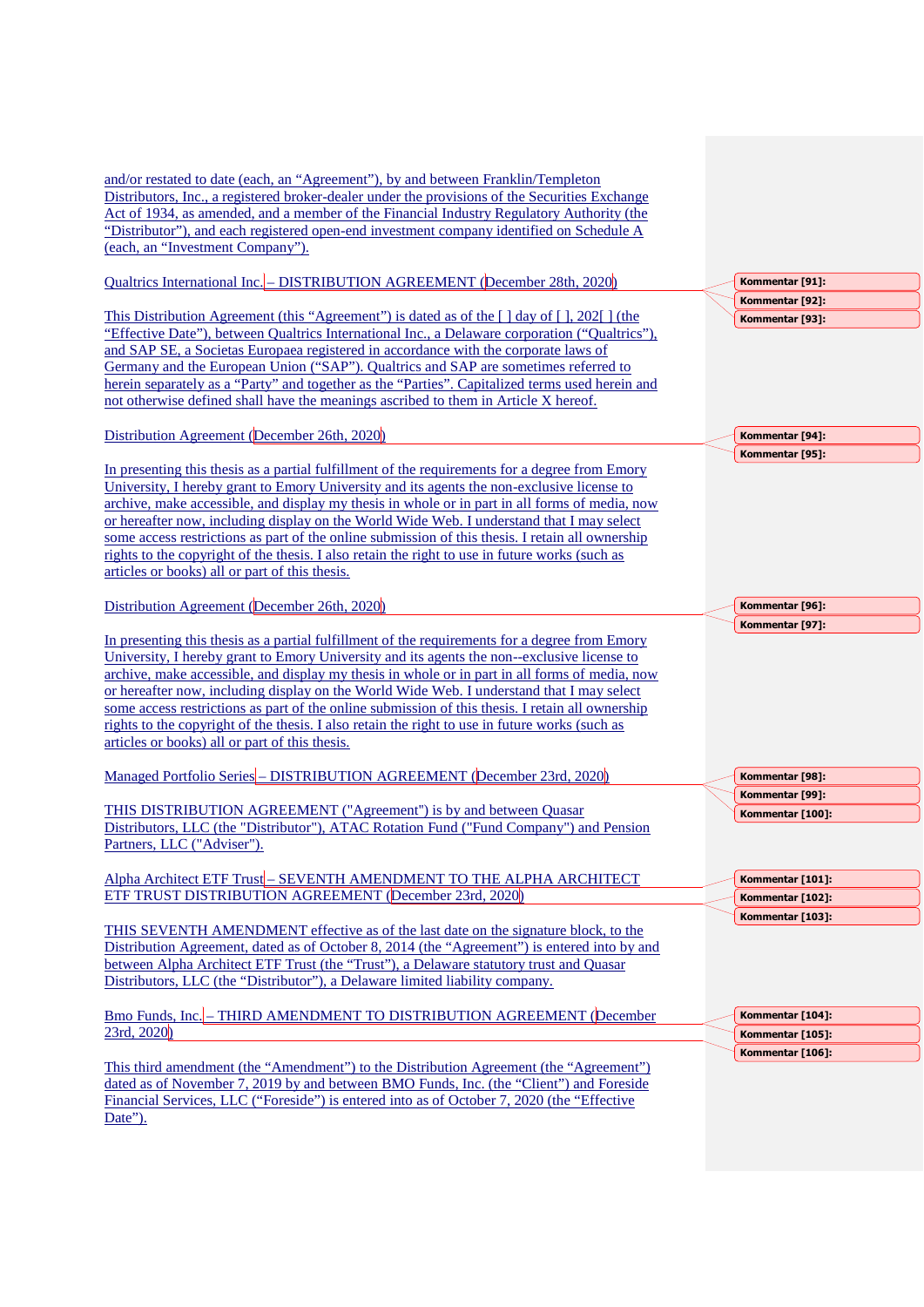and/or restated to date (each, an "Agreement"), by and between Franklin/Templeton Distributors, Inc., a registered broker-dealer under the provisions of the Securities Exchange Act of 1934, as amended, and a member of the Financial Industry Regulatory Authority (the "Distributor"), and each registered open-end investment company identified on Schedule A (each, an "Investment Company").

Qualtrics International Inc. – DISTRIBUTION AGREEMENT (December 28th, 2020)

This Distribution Agreement (this "Agreement") is dated as of the [ ] day of [ ], 202[ ] (the "Effective Date"), between Qualtrics International Inc., a Delaware corporation ("Qualtrics"), and SAP SE, a Societas Europaea registered in accordance with the corporate laws of Germany and the European Union ("SAP"). Qualtrics and SAP are sometimes referred to herein separately as a "Party" and together as the "Parties". Capitalized terms used herein and not otherwise defined shall have the meanings ascribed to them in Article X hereof.

Distribution Agreement (December 26th, 2020)

In presenting this thesis as a partial fulfillment of the requirements for a degree from Emory University, I hereby grant to Emory University and its agents the non-exclusive license to archive, make accessible, and display my thesis in whole or in part in all forms of media, now or hereafter now, including display on the World Wide Web. I understand that I may select some access restrictions as part of the online submission of this thesis. I retain all ownership rights to the copyright of the thesis. I also retain the right to use in future works (such as articles or books) all or part of this thesis.

Distribution Agreement (December 26th, 2020)

In presenting this thesis as a partial fulfillment of the requirements for a degree from Emory University, I hereby grant to Emory University and its agents the non--exclusive license to archive, make accessible, and display my thesis in whole or in part in all forms of media, now or hereafter now, including display on the World Wide Web. I understand that I may select some access restrictions as part of the online submission of this thesis. I retain all ownership rights to the copyright of the thesis. I also retain the right to use in future works (such as articles or books) all or part of this thesis.

Managed Portfolio Series – DISTRIBUTION AGREEMENT (December 23rd, 2020)

THIS DISTRIBUTION AGREEMENT ("Agreement") is by and between Quasar Distributors, LLC (the "Distributor"), ATAC Rotation Fund ("Fund Company") and Pension Partners, LLC ("Adviser").

Alpha Architect ETF Trust – SEVENTH AMENDMENT TO THE ALPHA ARCHITECT ETF TRUST DISTRIBUTION AGREEMENT (December 23rd, 2020)

THIS SEVENTH AMENDMENT effective as of the last date on the signature block, to the Distribution Agreement, dated as of October 8, 2014 (the "Agreement") is entered into by and between Alpha Architect ETF Trust (the "Trust"), a Delaware statutory trust and Quasar Distributors, LLC (the "Distributor"), a Delaware limited liability company.

Bmo Funds, Inc. – THIRD AMENDMENT TO DISTRIBUTION AGREEMENT (December 23rd, 2020)

This third amendment (the "Amendment") to the Distribution Agreement (the "Agreement") dated as of November 7, 2019 by and between BMO Funds, Inc. (the "Client") and Foreside Financial Services, LLC ("Foreside") is entered into as of October 7, 2020 (the "Effective Date").

Kommentar [91]:

Kommentar [92]:

Kommentar [93]:

Kommentar [94]:

Kommentar [95]:

Kommentar [96]:

Kommentar [97]:

Kommentar [98]:

Kommentar [99]:

Kommentar [100]:

Kommentar [101]:

Kommentar [102]:

Kommentar [103]:

Kommentar [104]:

Kommentar [105]:

Kommentar [106]: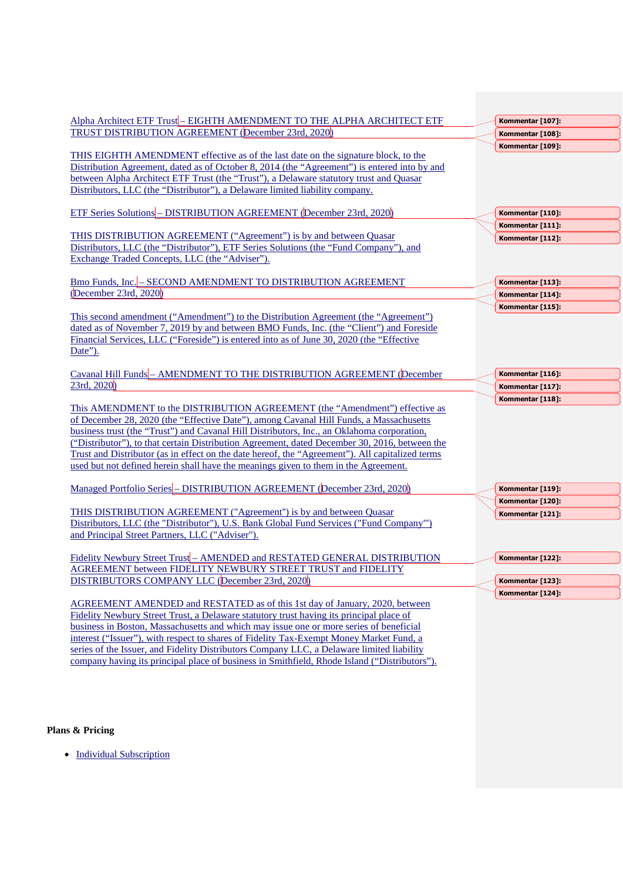Alpha Architect ETF Trust – EIGHTH AMENDMENT TO THE ALPHA ARCHITECT ETF TRUST DISTRIBUTION AGREEMENT (December 23rd, 2020)

THIS EIGHTH AMENDMENT effective as of the last date on the signature block, to the Distribution Agreement, dated as of October 8, 2014 (the “Agreement”) is entered into by and between Alpha Architect ETF Trust (the “Trust”), a Delaware statutory trust and Quasar Distributors, LLC (the “Distributor”), a Delaware limited liability company.

ETF Series Solutions – DISTRIBUTION AGREEMENT (December 23rd, 2020)

THIS DISTRIBUTION AGREEMENT (“Agreement”) is by and between Quasar Distributors, LLC (the “Distributor”), ETF Series Solutions (the “Fund Company”), and Exchange Traded Concepts, LLC (the “Adviser”).

Bmo Funds, Inc. – SECOND AMENDMENT TO DISTRIBUTION AGREEMENT (December 23rd, 2020)

This second amendment (“Amendment”) to the Distribution Agreement (the “Agreement”) dated as of November 7, 2019 by and between BMO Funds, Inc. (the “Client”) and Foreside Financial Services, LLC (“Foreside”) is entered into as of June 30, 2020 (the “Effective Date”).

Cavanal Hill Funds – AMENDMENT TO THE DISTRIBUTION AGREEMENT (December 23rd, 2020)

This AMENDMENT to the DISTRIBUTION AGREEMENT (the “Amendment”) effective as of December 28, 2020 (the “Effective Date”), among Cavanal Hill Funds, a Massachusetts business trust (the “Trust”) and Cavanal Hill Distributors, Inc., an Oklahoma corporation, (“Distributor”), to that certain Distribution Agreement, dated December 30, 2016, between the Trust and Distributor (as in effect on the date hereof, the “Agreement”). All capitalized terms used but not defined herein shall have the meanings given to them in the Agreement.

Managed Portfolio Series – DISTRIBUTION AGREEMENT (December 23rd, 2020)

THIS DISTRIBUTION AGREEMENT ("Agreement") is by and between Quasar Distributors, LLC (the "Distributor"), U.S. Bank Global Fund Services ("Fund Company") and Principal Street Partners, LLC ("Adviser").

Fidelity Newbury Street Trust – AMENDED and RESTATED GENERAL DISTRIBUTION AGREEMENT between FIDELITY NEWBURY STREET TRUST and FIDELITY DISTRIBUTORS COMPANY LLC (December 23rd, 2020)

AGREEMENT AMENDED and RESTATED as of this 1st day of January, 2020, between Fidelity Newbury Street Trust, a Delaware statutory trust having its principal place of business in Boston, Massachusetts and which may issue one or more series of beneficial interest (“Issuer”), with respect to shares of Fidelity Tax-Exempt Money Market Fund, a series of the Issuer, and Fidelity Distributors Company LLC, a Delaware limited liability company having its principal place of business in Smithfield, Rhode Island (“Distributors”).

**Plans & Pricing**

- Individual Subscription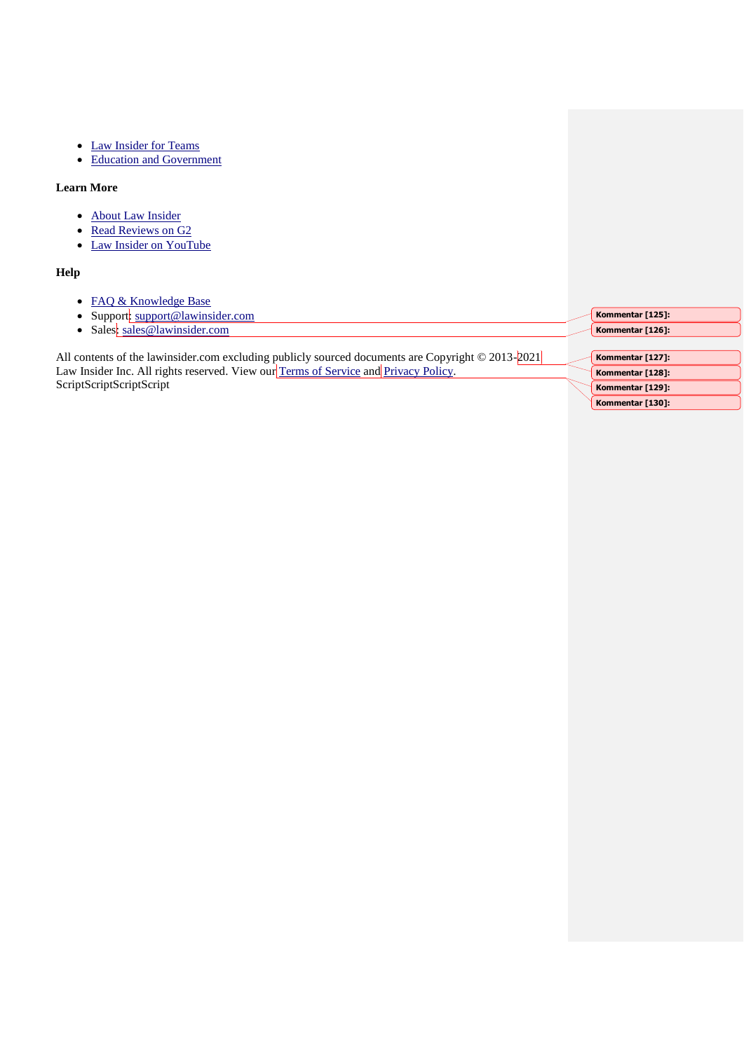- Law Insider for Teams
- Education and Government

**Learn More**

- About Law Insider
- Read Reviews on G2
- Law Insider on YouTube

**Help**

- FAQ & Knowledge Base
- Support: support@lawinsider.com
- Sales: sales@lawinsider.com

All contents of the lawinsider.com excluding publicly sourced documents are Copyright © 2013-2021 Law Insider Inc. All rights reserved. View our Terms of Service and Privacy Policy.
ScriptScriptScriptScript

Kommentar [125]:

Kommentar [126]:

Kommentar [127]:

Kommentar [128]:

Kommentar [129]:

Kommentar [130]: